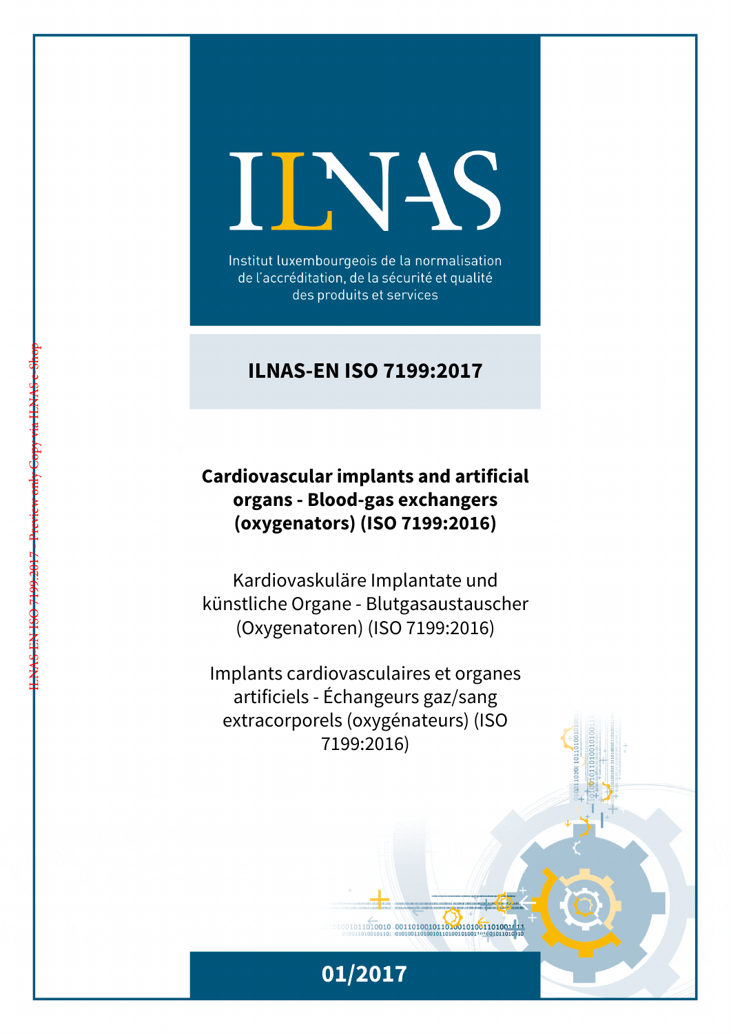# ILNAS

Institut luxembourgeois de la normalisation de l'accréditation, de la sécurité et qualité des produits et services

## ILNAS-EN ISO 7199:2017

**Cardiovascular implants and artificial organs - Blood-gas exchangers (oxygenators) (ISO 7199:2016)**

Kardiovaskuläre Implantate und künstliche Organe - Blutgasaustauscher (Oxygenatoren) (ISO 7199:2016)

Implants cardiovasculaires et organes artificiels - Échangeurs gaz/sang extracorporels (oxygénateurs) (ISO 7199:2016)

01/2017

ILNAS-EN ISO 7199:2017 - Preview only Copy via ILNAS e-Shop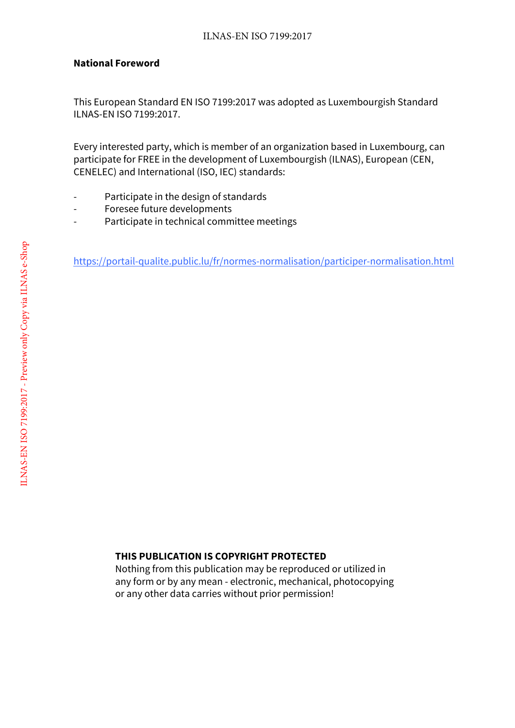**National Foreword**

This European Standard EN ISO 7199:2017 was adopted as Luxembourgish Standard ILNAS-EN ISO 7199:2017.

Every interested party, which is member of an organization based in Luxembourg, can participate for FREE in the development of Luxembourgish (ILNAS), European (CEN, CENELEC) and International (ISO, IEC) standards:

- Participate in the design of standards
- Foresee future developments
- Participate in technical committee meetings

https://portail-qualite.public.lu/fr/normes-normalisation/participer-normalisation.html

**THIS PUBLICATION IS COPYRIGHT PROTECTED**
Nothing from this publication may be reproduced or utilized in any form or by any mean - electronic, mechanical, photocopying or any other data carries without prior permission!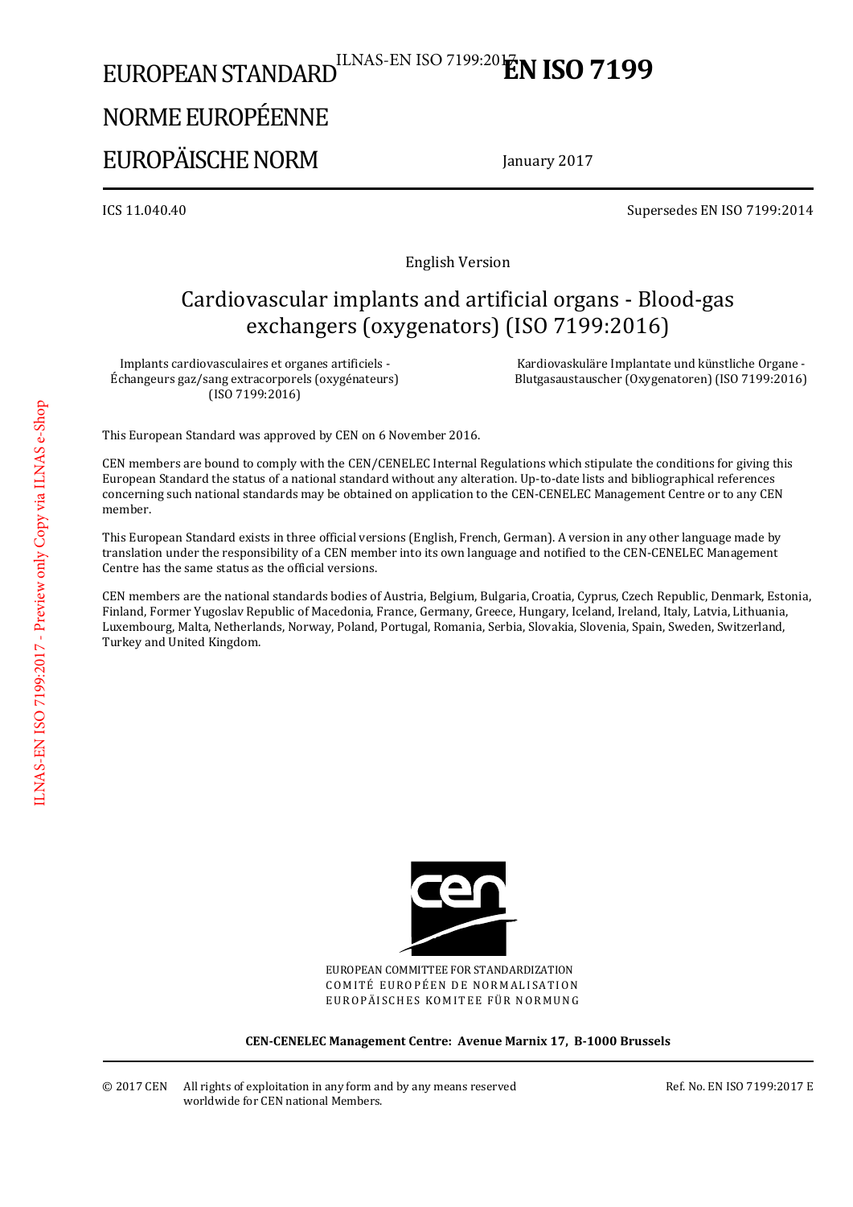# EUROPEAN STANDARD

# NORME EUROPÉENNE

# EUROPÄISCHE NORM

**EN ISO 7199**

January 2017

ICS 11.040.40

Supersedes EN ISO 7199:2014

English Version

## Cardiovascular implants and artificial organs - Blood-gas exchangers (oxygenators) (ISO 7199:2016)

Implants cardiovasculaires et organes artificiels - Échangeurs gaz/sang extracorporels (oxygénateurs) (ISO 7199:2016)

Kardiovaskuläre Implantate und künstliche Organe - Blutgasaustauscher (Oxygenatoren) (ISO 7199:2016)

This European Standard was approved by CEN on 6 November 2016.

CEN members are bound to comply with the CEN/CENELEC Internal Regulations which stipulate the conditions for giving this European Standard the status of a national standard without any alteration. Up-to-date lists and bibliographical references concerning such national standards may be obtained on application to the CEN-CENELEC Management Centre or to any CEN member.

This European Standard exists in three official versions (English, French, German). A version in any other language made by translation under the responsibility of a CEN member into its own language and notified to the CEN-CENELEC Management Centre has the same status as the official versions.

CEN members are the national standards bodies of Austria, Belgium, Bulgaria, Croatia, Cyprus, Czech Republic, Denmark, Estonia, Finland, Former Yugoslav Republic of Macedonia, France, Germany, Greece, Hungary, Iceland, Ireland, Italy, Latvia, Lithuania, Luxembourg, Malta, Netherlands, Norway, Poland, Portugal, Romania, Serbia, Slovakia, Slovenia, Spain, Sweden, Switzerland, Turkey and United Kingdom.

EUROPEAN COMMITTEE FOR STANDARDIZATION
COMITÉ EUROPÉEN DE NORMALISATION
EUROPÄISCHES KOMITEE FÜR NORMUNG

**CEN-CENELEC Management Centre: Avenue Marnix 17, B-1000 Brussels**

© 2017 CEN All rights of exploitation in any form and by any means reserved worldwide for CEN national Members.

Ref. No. EN ISO 7199:2017 E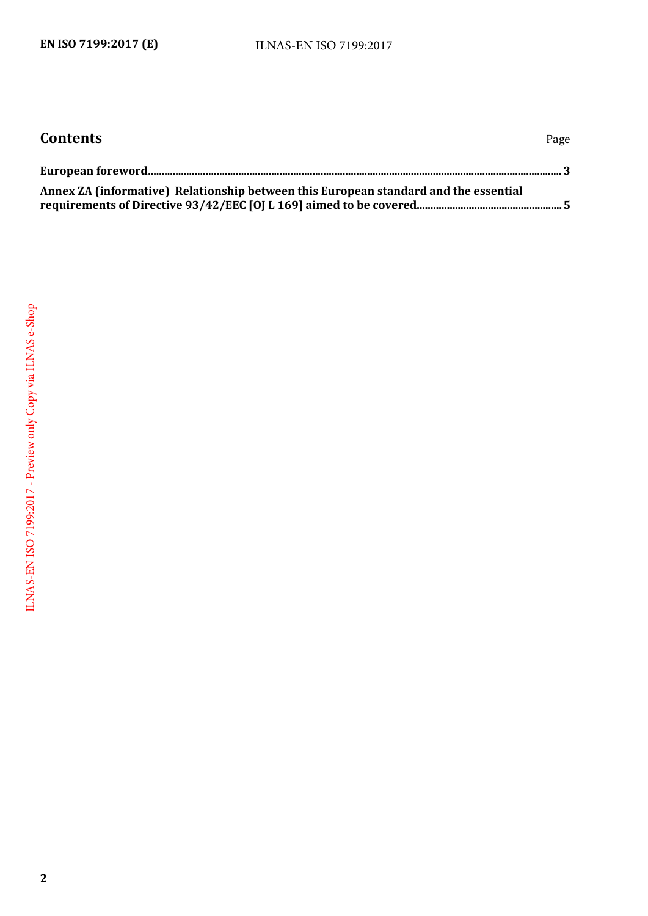# Contents

Page

**European foreword** ..... **3**

**Annex ZA (informative) Relationship between this European standard and the essential requirements of Directive 93/42/EEC [OJ L 169] aimed to be covered** ..... **5**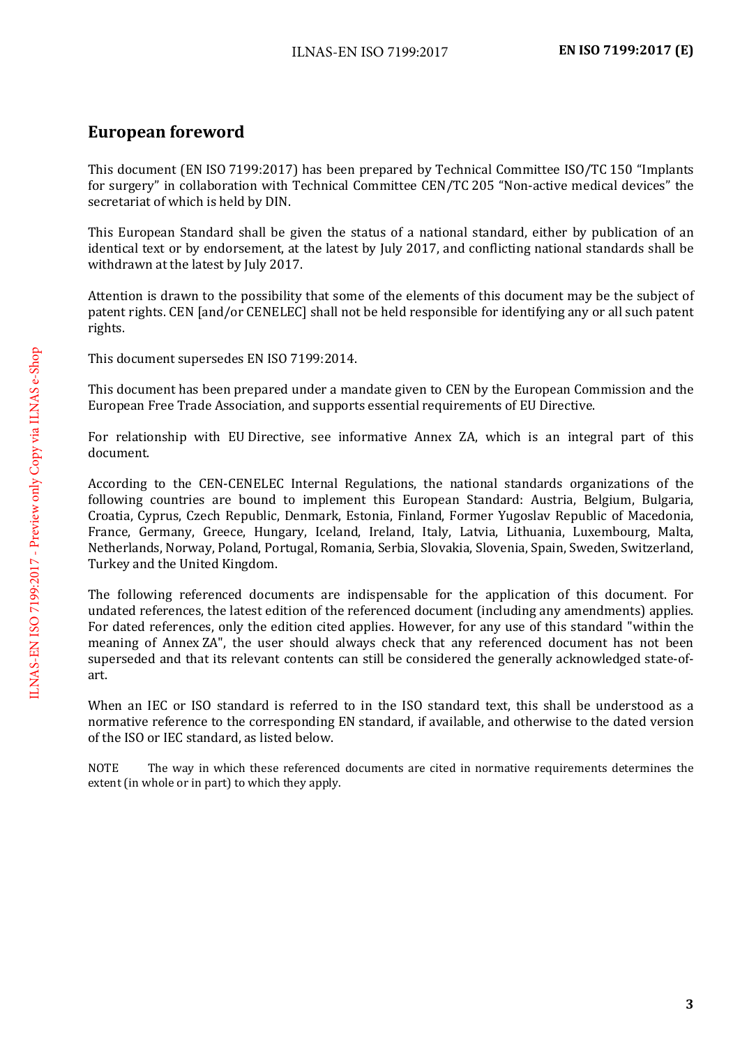## European foreword

This document (EN ISO 7199:2017) has been prepared by Technical Committee ISO/TC 150 "Implants for surgery" in collaboration with Technical Committee CEN/TC 205 "Non-active medical devices" the secretariat of which is held by DIN.

This European Standard shall be given the status of a national standard, either by publication of an identical text or by endorsement, at the latest by July 2017, and conflicting national standards shall be withdrawn at the latest by July 2017.

Attention is drawn to the possibility that some of the elements of this document may be the subject of patent rights. CEN [and/or CENELEC] shall not be held responsible for identifying any or all such patent rights.

This document supersedes EN ISO 7199:2014.

This document has been prepared under a mandate given to CEN by the European Commission and the European Free Trade Association, and supports essential requirements of EU Directive.

For relationship with EU Directive, see informative Annex ZA, which is an integral part of this document.

According to the CEN-CENELEC Internal Regulations, the national standards organizations of the following countries are bound to implement this European Standard: Austria, Belgium, Bulgaria, Croatia, Cyprus, Czech Republic, Denmark, Estonia, Finland, Former Yugoslav Republic of Macedonia, France, Germany, Greece, Hungary, Iceland, Ireland, Italy, Latvia, Lithuania, Luxembourg, Malta, Netherlands, Norway, Poland, Portugal, Romania, Serbia, Slovakia, Slovenia, Spain, Sweden, Switzerland, Turkey and the United Kingdom.

The following referenced documents are indispensable for the application of this document. For undated references, the latest edition of the referenced document (including any amendments) applies. For dated references, only the edition cited applies. However, for any use of this standard "within the meaning of Annex ZA", the user should always check that any referenced document has not been superseded and that its relevant contents can still be considered the generally acknowledged state-of-art.

When an IEC or ISO standard is referred to in the ISO standard text, this shall be understood as a normative reference to the corresponding EN standard, if available, and otherwise to the dated version of the ISO or IEC standard, as listed below.

NOTE The way in which these referenced documents are cited in normative requirements determines the extent (in whole or in part) to which they apply.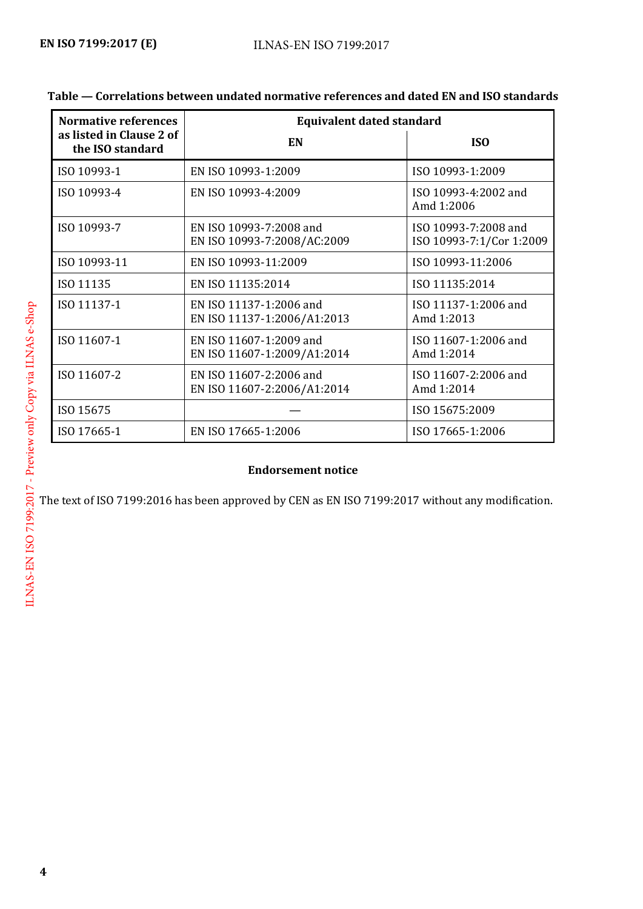**Table — Correlations between undated normative references and dated EN and ISO standards**

| Normative references as listed in Clause 2 of the ISO standard | Equivalent dated standard | |
|---|---|---|
| | EN | ISO |
| ISO 10993-1 | EN ISO 10993-1:2009 | ISO 10993-1:2009 |
| ISO 10993-4 | EN ISO 10993-4:2009 | ISO 10993-4:2002 and Amd 1:2006 |
| ISO 10993-7 | EN ISO 10993-7:2008 and EN ISO 10993-7:2008/AC:2009 | ISO 10993-7:2008 and ISO 10993-7:1/Cor 1:2009 |
| ISO 10993-11 | EN ISO 10993-11:2009 | ISO 10993-11:2006 |
| ISO 11135 | EN ISO 11135:2014 | ISO 11135:2014 |
| ISO 11137-1 | EN ISO 11137-1:2006 and EN ISO 11137-1:2006/A1:2013 | ISO 11137-1:2006 and Amd 1:2013 |
| ISO 11607-1 | EN ISO 11607-1:2009 and EN ISO 11607-1:2009/A1:2014 | ISO 11607-1:2006 and Amd 1:2014 |
| ISO 11607-2 | EN ISO 11607-2:2006 and EN ISO 11607-2:2006/A1:2014 | ISO 11607-2:2006 and Amd 1:2014 |
| ISO 15675 | — | ISO 15675:2009 |
| ISO 17665-1 | EN ISO 17665-1:2006 | ISO 17665-1:2006 |

**Endorsement notice**

The text of ISO 7199:2016 has been approved by CEN as EN ISO 7199:2017 without any modification.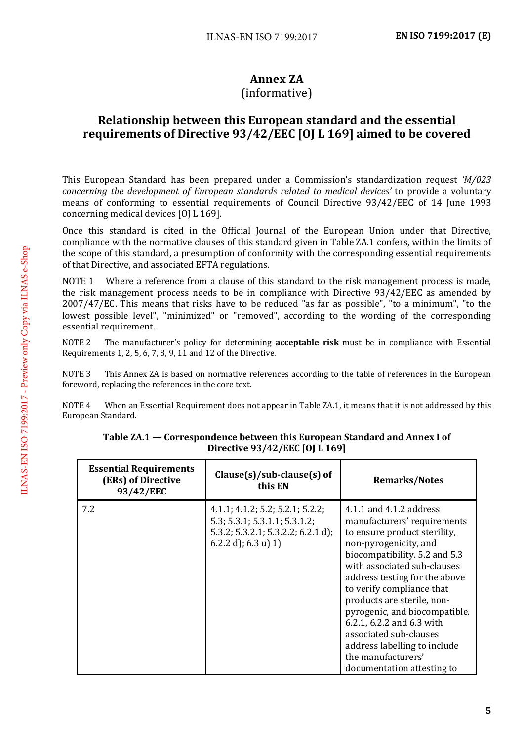# Annex ZA
(informative)

## Relationship between this European standard and the essential requirements of Directive 93/42/EEC [OJ L 169] aimed to be covered

This European Standard has been prepared under a Commission's standardization request *'M/023 concerning the development of European standards related to medical devices'* to provide a voluntary means of conforming to essential requirements of Council Directive 93/42/EEC of 14 June 1993 concerning medical devices [OJ L 169].

Once this standard is cited in the Official Journal of the European Union under that Directive, compliance with the normative clauses of this standard given in Table ZA.1 confers, within the limits of the scope of this standard, a presumption of conformity with the corresponding essential requirements of that Directive, and associated EFTA regulations.

NOTE 1 Where a reference from a clause of this standard to the risk management process is made, the risk management process needs to be in compliance with Directive 93/42/EEC as amended by 2007/47/EC. This means that risks have to be reduced "as far as possible", "to a minimum", "to the lowest possible level", "minimized" or "removed", according to the wording of the corresponding essential requirement.

NOTE 2 The manufacturer's policy for determining **acceptable risk** must be in compliance with Essential Requirements 1, 2, 5, 6, 7, 8, 9, 11 and 12 of the Directive.

NOTE 3 This Annex ZA is based on normative references according to the table of references in the European foreword, replacing the references in the core text.

NOTE 4 When an Essential Requirement does not appear in Table ZA.1, it means that it is not addressed by this European Standard.

**Table ZA.1 — Correspondence between this European Standard and Annex I of Directive 93/42/EEC [OJ L 169]**

| Essential Requirements (ERs) of Directive 93/42/EEC | Clause(s)/sub-clause(s) of this EN | Remarks/Notes |
|---|---|---|
| 7.2 | 4.1.1; 4.1.2; 5.2; 5.2.1; 5.2.2; 5.3; 5.3.1; 5.3.1.1; 5.3.1.2; 5.3.2; 5.3.2.1; 5.3.2.2; 6.2.1 d); 6.2.2 d); 6.3 u) 1) | 4.1.1 and 4.1.2 address manufacturers' requirements to ensure product sterility, non-pyrogenicity, and biocompatibility. 5.2 and 5.3 with associated sub-clauses address testing for the above to verify compliance that products are sterile, non-pyrogenic, and biocompatible. 6.2.1, 6.2.2 and 6.3 with associated sub-clauses address labelling to include the manufacturers' documentation attesting to |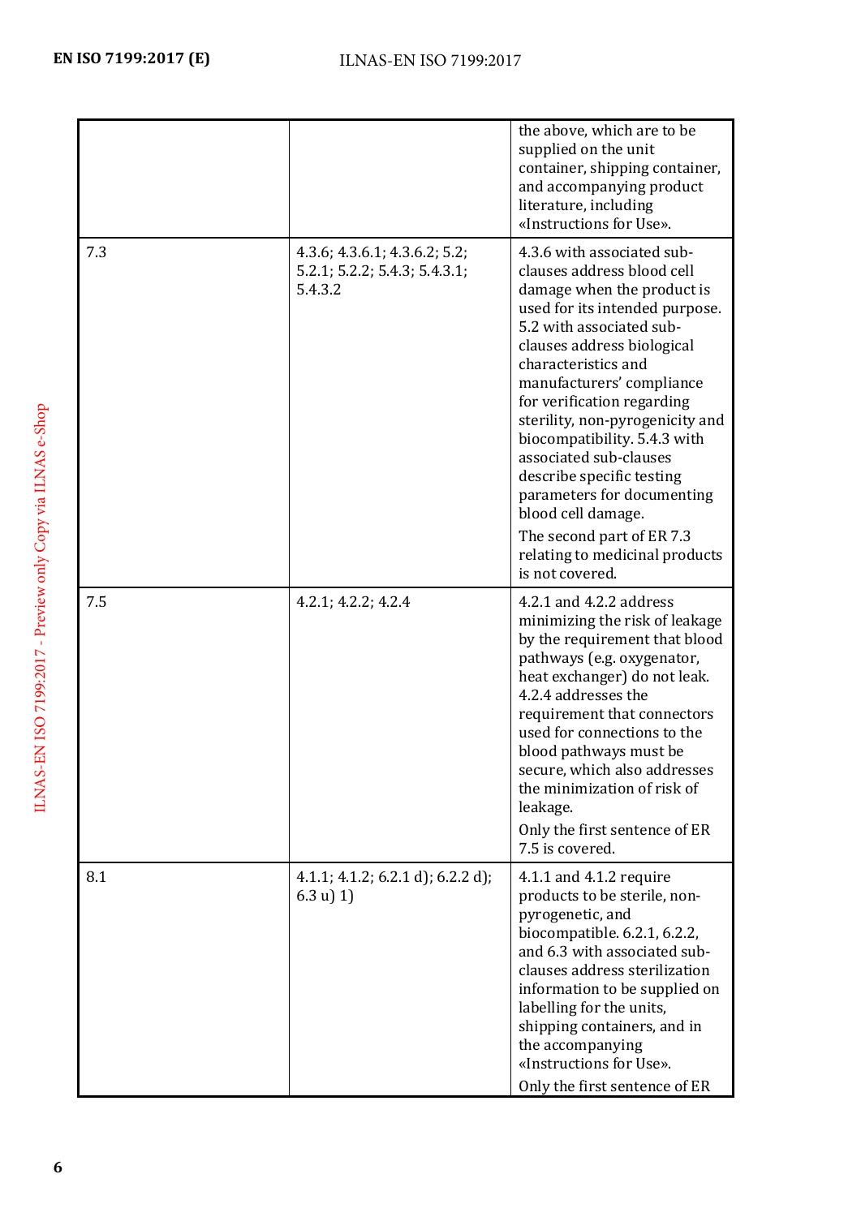| | | |
|---|---|---|
| | | the above, which are to be supplied on the unit container, shipping container, and accompanying product literature, including «Instructions for Use». |
| 7.3 | 4.3.6; 4.3.6.1; 4.3.6.2; 5.2; 5.2.1; 5.2.2; 5.4.3; 5.4.3.1; 5.4.3.2 | 4.3.6 with associated sub-clauses address blood cell damage when the product is used for its intended purpose. 5.2 with associated sub-clauses address biological characteristics and manufacturers' compliance for verification regarding sterility, non-pyrogenicity and biocompatibility. 5.4.3 with associated sub-clauses describe specific testing parameters for documenting blood cell damage.<br>The second part of ER 7.3 relating to medicinal products is not covered. |
| 7.5 | 4.2.1; 4.2.2; 4.2.4 | 4.2.1 and 4.2.2 address minimizing the risk of leakage by the requirement that blood pathways (e.g. oxygenator, heat exchanger) do not leak. 4.2.4 addresses the requirement that connectors used for connections to the blood pathways must be secure, which also addresses the minimization of risk of leakage.<br>Only the first sentence of ER 7.5 is covered. |
| 8.1 | 4.1.1; 4.1.2; 6.2.1 d); 6.2.2 d); 6.3 u) 1) | 4.1.1 and 4.1.2 require products to be sterile, non-pyrogenetic, and biocompatible. 6.2.1, 6.2.2, and 6.3 with associated sub-clauses address sterilization information to be supplied on labelling for the units, shipping containers, and in the accompanying «Instructions for Use».<br>Only the first sentence of ER |